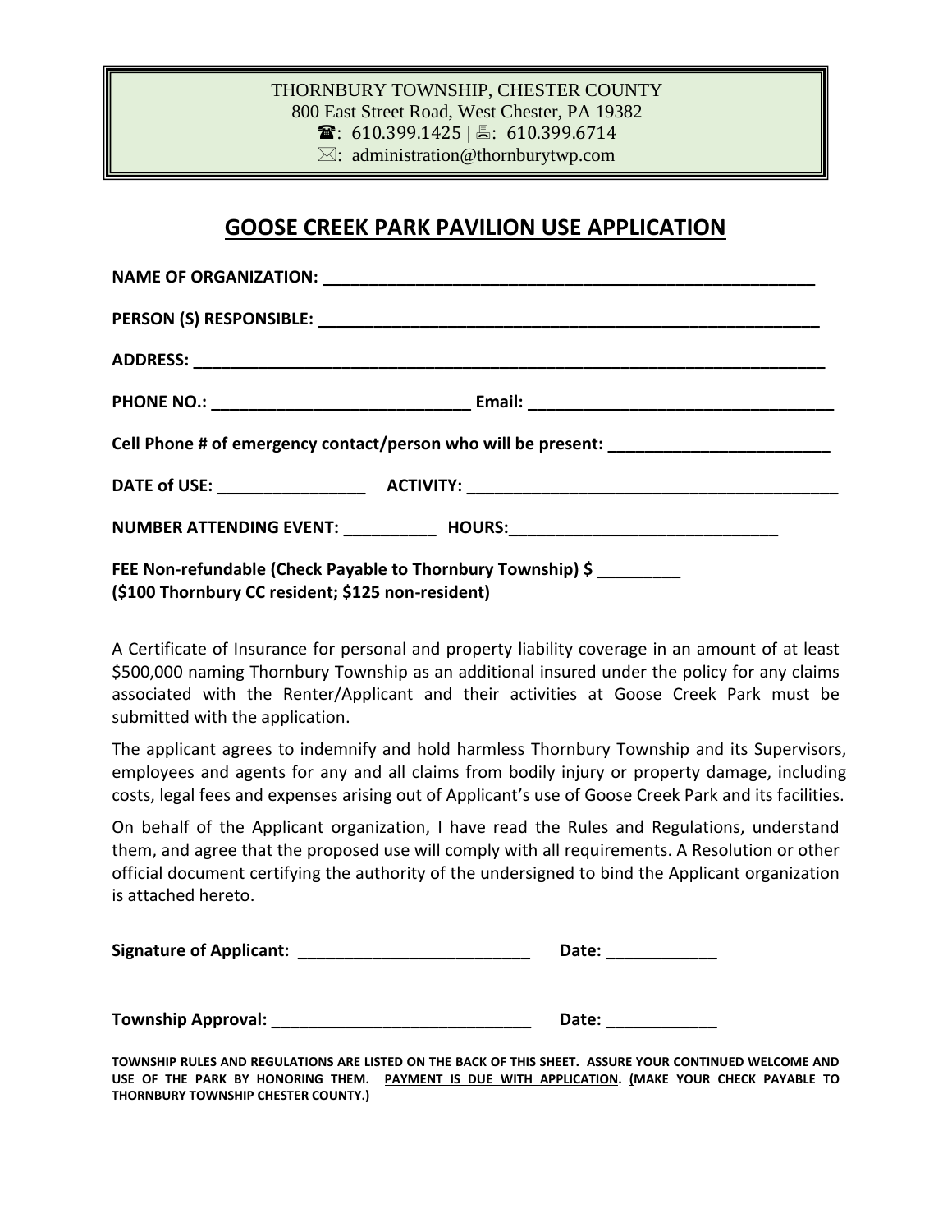THORNBURY TOWNSHIP, CHESTER COUNTY
800 East Street Road, West Chester, PA 19382
☎: 610.399.1425 | 🖷: 610.399.6714
✉: administration@thornburytwp.com

## GOOSE CREEK PARK PAVILION USE APPLICATION

**NAME OF ORGANIZATION:** _______________________________________________________

**PERSON (S) RESPONSIBLE:** _______________________________________________________

**ADDRESS:** _____________________________________________________________________

**PHONE NO.:** ____________________________ **Email:** _________________________________

**Cell Phone # of emergency contact/person who will be present:** ________________________

**DATE of USE:** ________________ **ACTIVITY:** _______________________________________

**NUMBER ATTENDING EVENT:** __________ **HOURS:**_____________________________

**FEE Non-refundable (Check Payable to Thornbury Township) $** _________
**($100 Thornbury CC resident; $125 non-resident)**

A Certificate of Insurance for personal and property liability coverage in an amount of at least $500,000 naming Thornbury Township as an additional insured under the policy for any claims associated with the Renter/Applicant and their activities at Goose Creek Park must be submitted with the application.

The applicant agrees to indemnify and hold harmless Thornbury Township and its Supervisors, employees and agents for any and all claims from bodily injury or property damage, including costs, legal fees and expenses arising out of Applicant's use of Goose Creek Park and its facilities.

On behalf of the Applicant organization, I have read the Rules and Regulations, understand them, and agree that the proposed use will comply with all requirements. A Resolution or other official document certifying the authority of the undersigned to bind the Applicant organization is attached hereto.

**Signature of Applicant:** _________________________ **Date:** ____________

**Township Approval:** ____________________________ **Date:** ____________

**TOWNSHIP RULES AND REGULATIONS ARE LISTED ON THE BACK OF THIS SHEET. ASSURE YOUR CONTINUED WELCOME AND USE OF THE PARK BY HONORING THEM. PAYMENT IS DUE WITH APPLICATION. (MAKE YOUR CHECK PAYABLE TO THORNBURY TOWNSHIP CHESTER COUNTY.)**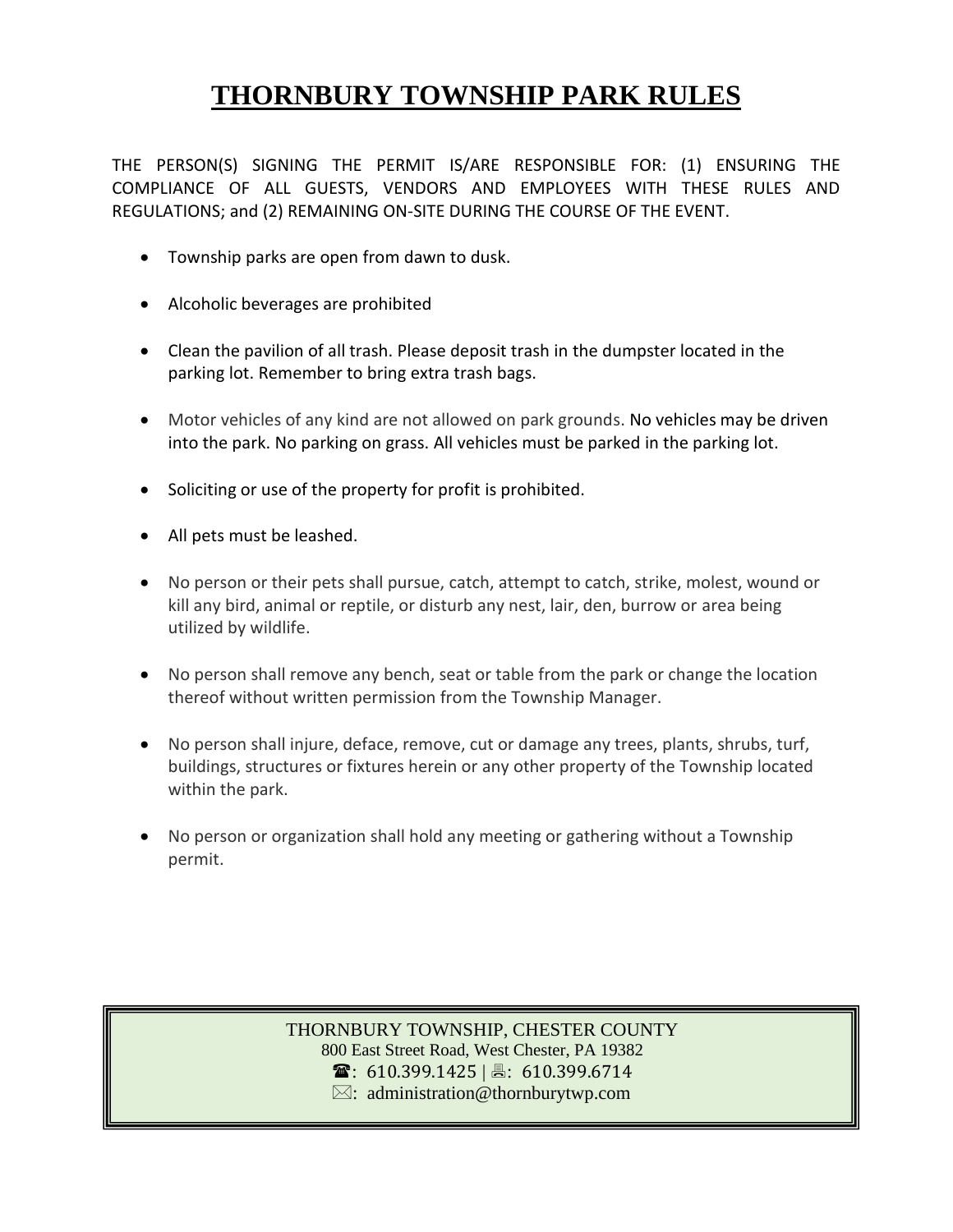# THORNBURY TOWNSHIP PARK RULES

THE PERSON(S) SIGNING THE PERMIT IS/ARE RESPONSIBLE FOR: (1) ENSURING THE COMPLIANCE OF ALL GUESTS, VENDORS AND EMPLOYEES WITH THESE RULES AND REGULATIONS; and (2) REMAINING ON-SITE DURING THE COURSE OF THE EVENT.

- Township parks are open from dawn to dusk.
- Alcoholic beverages are prohibited
- Clean the pavilion of all trash. Please deposit trash in the dumpster located in the parking lot. Remember to bring extra trash bags.
- Motor vehicles of any kind are not allowed on park grounds. No vehicles may be driven into the park. No parking on grass. All vehicles must be parked in the parking lot.
- Soliciting or use of the property for profit is prohibited.
- All pets must be leashed.
- No person or their pets shall pursue, catch, attempt to catch, strike, molest, wound or kill any bird, animal or reptile, or disturb any nest, lair, den, burrow or area being utilized by wildlife.
- No person shall remove any bench, seat or table from the park or change the location thereof without written permission from the Township Manager.
- No person shall injure, deface, remove, cut or damage any trees, plants, shrubs, turf, buildings, structures or fixtures herein or any other property of the Township located within the park.
- No person or organization shall hold any meeting or gathering without a Township permit.

THORNBURY TOWNSHIP, CHESTER COUNTY
800 East Street Road, West Chester, PA 19382
☎: 610.399.1425 | 🖷: 610.399.6714
🖂: administration@thornburytwp.com